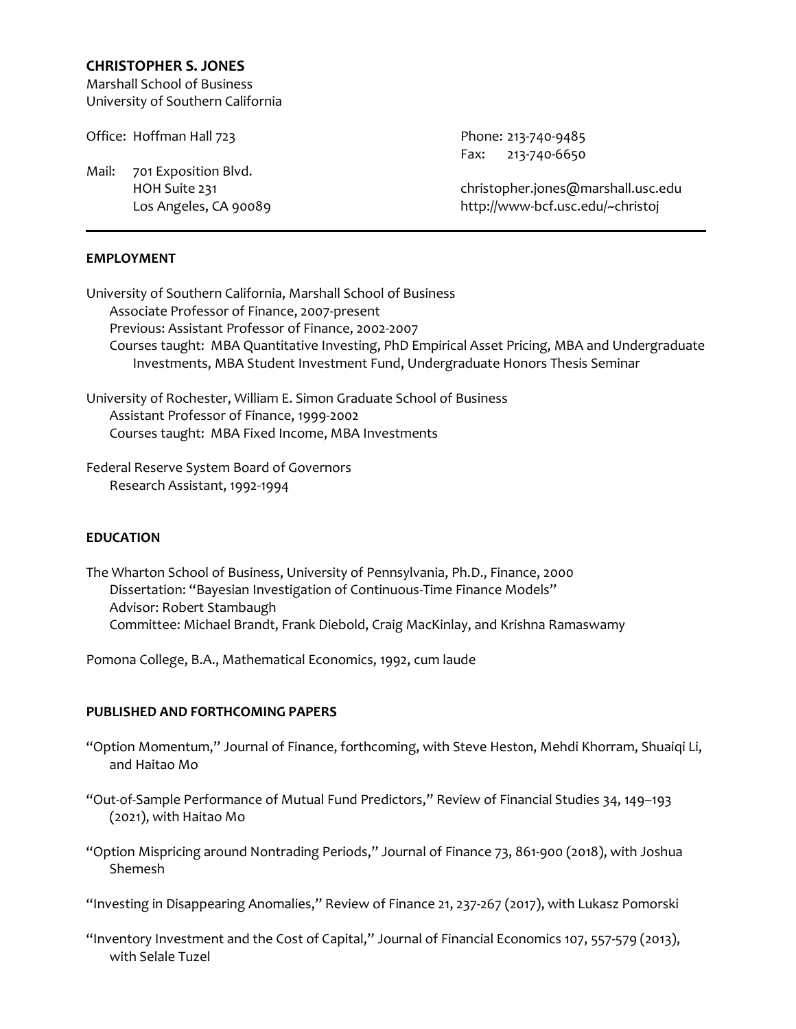# CHRISTOPHER S. JONES

Marshall School of Business
University of Southern California

Office: Hoffman Hall 723

Mail: 701 Exposition Blvd.
HOH Suite 231
Los Angeles, CA 90089

Phone: 213-740-9485
Fax: 213-740-6650

christopher.jones@marshall.usc.edu
http://www-bcf.usc.edu/~christoj

---

## EMPLOYMENT

University of Southern California, Marshall School of Business
- Associate Professor of Finance, 2007-present
- Previous: Assistant Professor of Finance, 2002-2007
- Courses taught: MBA Quantitative Investing, PhD Empirical Asset Pricing, MBA and Undergraduate Investments, MBA Student Investment Fund, Undergraduate Honors Thesis Seminar

University of Rochester, William E. Simon Graduate School of Business
- Assistant Professor of Finance, 1999-2002
- Courses taught: MBA Fixed Income, MBA Investments

Federal Reserve System Board of Governors
- Research Assistant, 1992-1994

## EDUCATION

The Wharton School of Business, University of Pennsylvania, Ph.D., Finance, 2000
- Dissertation: "Bayesian Investigation of Continuous-Time Finance Models"
- Advisor: Robert Stambaugh
- Committee: Michael Brandt, Frank Diebold, Craig MacKinlay, and Krishna Ramaswamy

Pomona College, B.A., Mathematical Economics, 1992, cum laude

## PUBLISHED AND FORTHCOMING PAPERS

"Option Momentum," Journal of Finance, forthcoming, with Steve Heston, Mehdi Khorram, Shuaiqi Li, and Haitao Mo

"Out-of-Sample Performance of Mutual Fund Predictors," Review of Financial Studies 34, 149–193 (2021), with Haitao Mo

"Option Mispricing around Nontrading Periods," Journal of Finance 73, 861-900 (2018), with Joshua Shemesh

"Investing in Disappearing Anomalies," Review of Finance 21, 237-267 (2017), with Lukasz Pomorski

"Inventory Investment and the Cost of Capital," Journal of Financial Economics 107, 557-579 (2013), with Selale Tuzel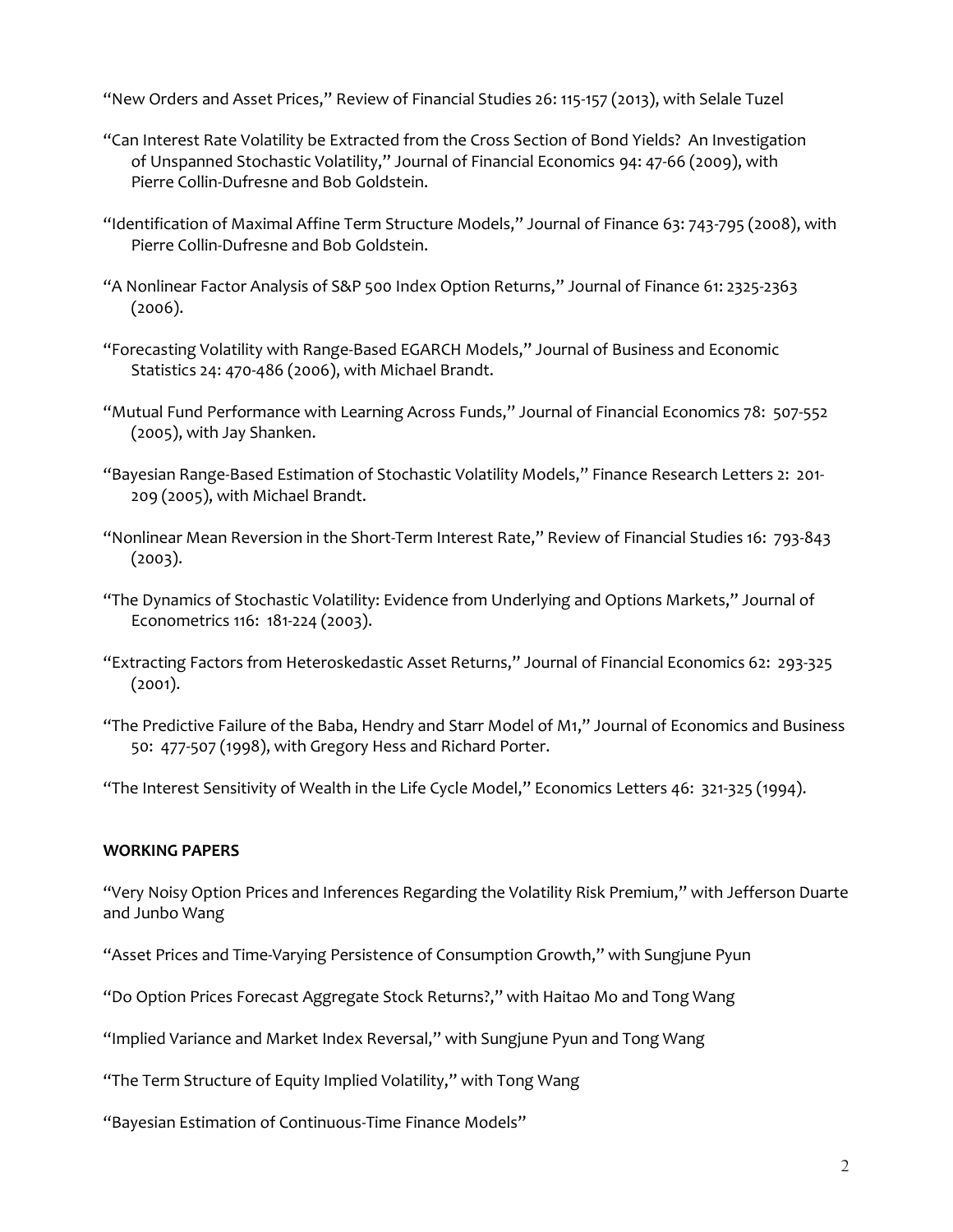"New Orders and Asset Prices," Review of Financial Studies 26: 115-157 (2013), with Selale Tuzel

"Can Interest Rate Volatility be Extracted from the Cross Section of Bond Yields? An Investigation of Unspanned Stochastic Volatility," Journal of Financial Economics 94: 47-66 (2009), with Pierre Collin-Dufresne and Bob Goldstein.

"Identification of Maximal Affine Term Structure Models," Journal of Finance 63: 743-795 (2008), with Pierre Collin-Dufresne and Bob Goldstein.

"A Nonlinear Factor Analysis of S&P 500 Index Option Returns," Journal of Finance 61: 2325-2363 (2006).

"Forecasting Volatility with Range-Based EGARCH Models," Journal of Business and Economic Statistics 24: 470-486 (2006), with Michael Brandt.

"Mutual Fund Performance with Learning Across Funds," Journal of Financial Economics 78: 507-552 (2005), with Jay Shanken.

"Bayesian Range-Based Estimation of Stochastic Volatility Models," Finance Research Letters 2: 201-209 (2005), with Michael Brandt.

"Nonlinear Mean Reversion in the Short-Term Interest Rate," Review of Financial Studies 16: 793-843 (2003).

"The Dynamics of Stochastic Volatility: Evidence from Underlying and Options Markets," Journal of Econometrics 116: 181-224 (2003).

"Extracting Factors from Heteroskedastic Asset Returns," Journal of Financial Economics 62: 293-325 (2001).

"The Predictive Failure of the Baba, Hendry and Starr Model of M1," Journal of Economics and Business 50: 477-507 (1998), with Gregory Hess and Richard Porter.

"The Interest Sensitivity of Wealth in the Life Cycle Model," Economics Letters 46: 321-325 (1994).

**WORKING PAPERS**

"Very Noisy Option Prices and Inferences Regarding the Volatility Risk Premium," with Jefferson Duarte and Junbo Wang

"Asset Prices and Time-Varying Persistence of Consumption Growth," with Sungjune Pyun

"Do Option Prices Forecast Aggregate Stock Returns?," with Haitao Mo and Tong Wang

"Implied Variance and Market Index Reversal," with Sungjune Pyun and Tong Wang

"The Term Structure of Equity Implied Volatility," with Tong Wang

"Bayesian Estimation of Continuous-Time Finance Models"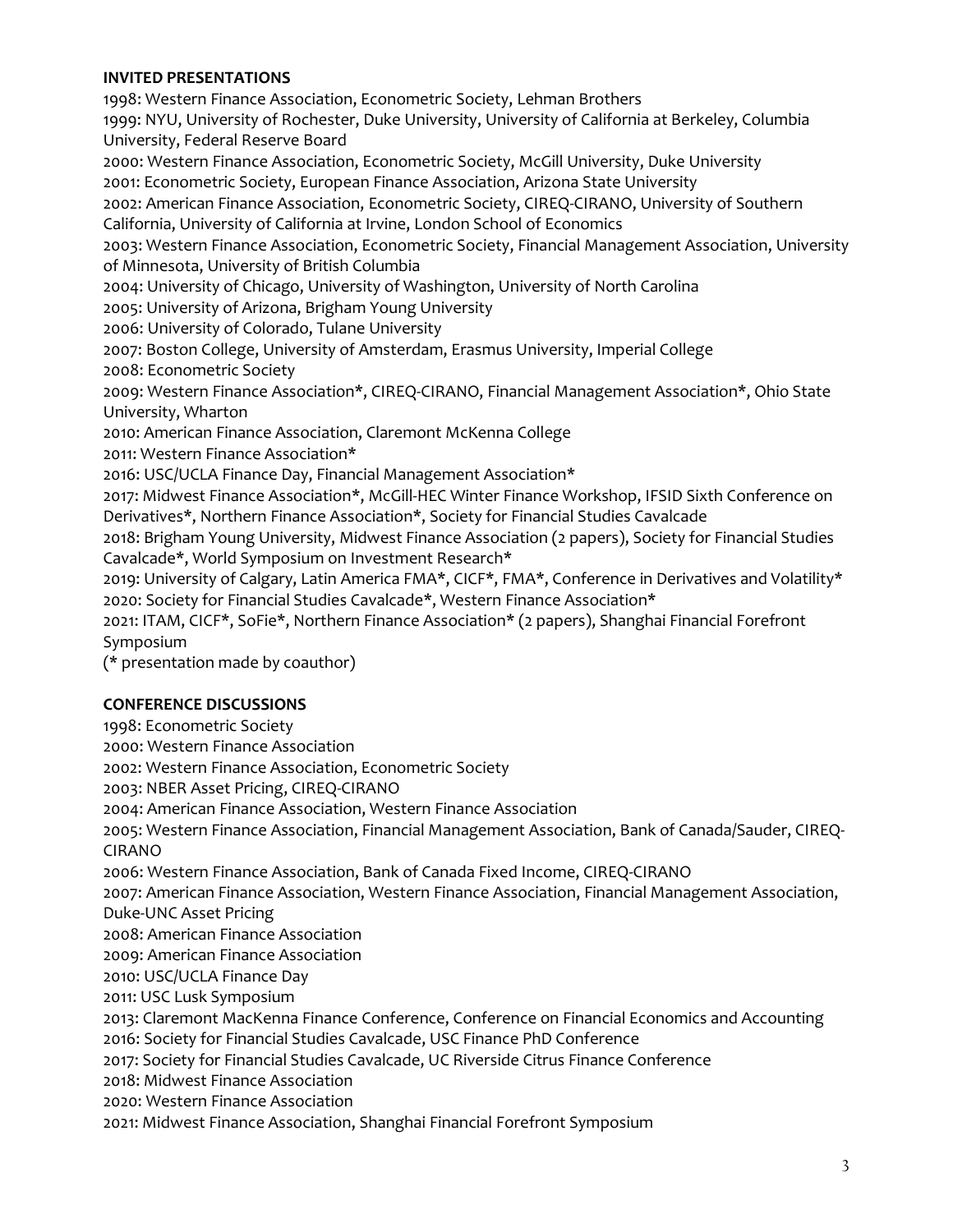**INVITED PRESENTATIONS**

1998: Western Finance Association, Econometric Society, Lehman Brothers
1999: NYU, University of Rochester, Duke University, University of California at Berkeley, Columbia University, Federal Reserve Board
2000: Western Finance Association, Econometric Society, McGill University, Duke University
2001: Econometric Society, European Finance Association, Arizona State University
2002: American Finance Association, Econometric Society, CIREQ-CIRANO, University of Southern California, University of California at Irvine, London School of Economics
2003: Western Finance Association, Econometric Society, Financial Management Association, University of Minnesota, University of British Columbia
2004: University of Chicago, University of Washington, University of North Carolina
2005: University of Arizona, Brigham Young University
2006: University of Colorado, Tulane University
2007: Boston College, University of Amsterdam, Erasmus University, Imperial College
2008: Econometric Society
2009: Western Finance Association*, CIREQ-CIRANO, Financial Management Association*, Ohio State University, Wharton
2010: American Finance Association, Claremont McKenna College
2011: Western Finance Association*
2016: USC/UCLA Finance Day, Financial Management Association*
2017: Midwest Finance Association*, McGill-HEC Winter Finance Workshop, IFSID Sixth Conference on Derivatives*, Northern Finance Association*, Society for Financial Studies Cavalcade
2018: Brigham Young University, Midwest Finance Association (2 papers), Society for Financial Studies Cavalcade*, World Symposium on Investment Research*
2019: University of Calgary, Latin America FMA*, CICF*, FMA*, Conference in Derivatives and Volatility*
2020: Society for Financial Studies Cavalcade*, Western Finance Association*
2021: ITAM, CICF*, SoFie*, Northern Finance Association* (2 papers), Shanghai Financial Forefront Symposium
(* presentation made by coauthor)

**CONFERENCE DISCUSSIONS**

1998: Econometric Society
2000: Western Finance Association
2002: Western Finance Association, Econometric Society
2003: NBER Asset Pricing, CIREQ-CIRANO
2004: American Finance Association, Western Finance Association
2005: Western Finance Association, Financial Management Association, Bank of Canada/Sauder, CIREQ-CIRANO
2006: Western Finance Association, Bank of Canada Fixed Income, CIREQ-CIRANO
2007: American Finance Association, Western Finance Association, Financial Management Association, Duke-UNC Asset Pricing
2008: American Finance Association
2009: American Finance Association
2010: USC/UCLA Finance Day
2011: USC Lusk Symposium
2013: Claremont MacKenna Finance Conference, Conference on Financial Economics and Accounting
2016: Society for Financial Studies Cavalcade, USC Finance PhD Conference
2017: Society for Financial Studies Cavalcade, UC Riverside Citrus Finance Conference
2018: Midwest Finance Association
2020: Western Finance Association
2021: Midwest Finance Association, Shanghai Financial Forefront Symposium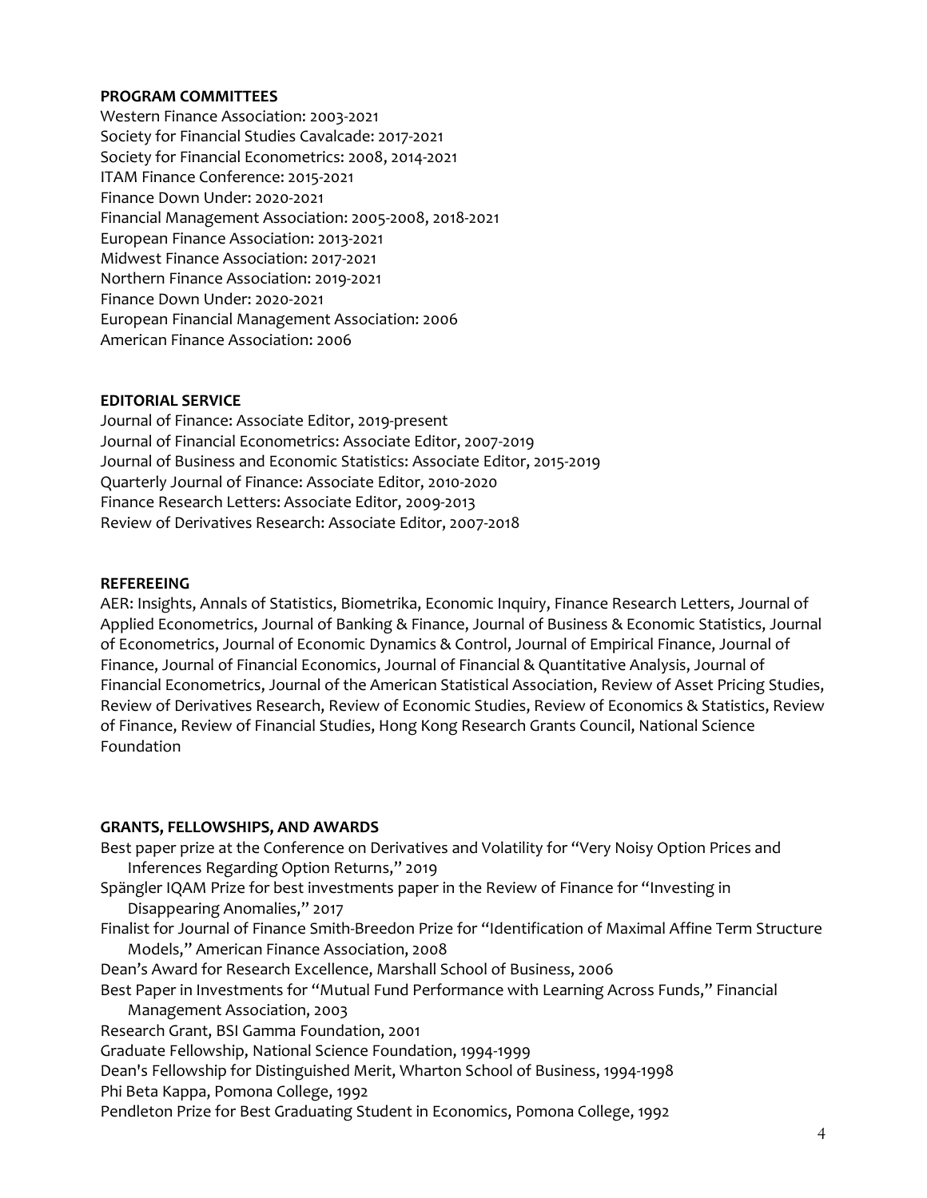**PROGRAM COMMITTEES**

Western Finance Association: 2003-2021
Society for Financial Studies Cavalcade: 2017-2021
Society for Financial Econometrics: 2008, 2014-2021
ITAM Finance Conference: 2015-2021
Finance Down Under: 2020-2021
Financial Management Association: 2005-2008, 2018-2021
European Finance Association: 2013-2021
Midwest Finance Association: 2017-2021
Northern Finance Association: 2019-2021
Finance Down Under: 2020-2021
European Financial Management Association: 2006
American Finance Association: 2006

**EDITORIAL SERVICE**

Journal of Finance: Associate Editor, 2019-present
Journal of Financial Econometrics: Associate Editor, 2007-2019
Journal of Business and Economic Statistics: Associate Editor, 2015-2019
Quarterly Journal of Finance: Associate Editor, 2010-2020
Finance Research Letters: Associate Editor, 2009-2013
Review of Derivatives Research: Associate Editor, 2007-2018

**REFEREEING**

AER: Insights, Annals of Statistics, Biometrika, Economic Inquiry, Finance Research Letters, Journal of Applied Econometrics, Journal of Banking & Finance, Journal of Business & Economic Statistics, Journal of Econometrics, Journal of Economic Dynamics & Control, Journal of Empirical Finance, Journal of Finance, Journal of Financial Economics, Journal of Financial & Quantitative Analysis, Journal of Financial Econometrics, Journal of the American Statistical Association, Review of Asset Pricing Studies, Review of Derivatives Research, Review of Economic Studies, Review of Economics & Statistics, Review of Finance, Review of Financial Studies, Hong Kong Research Grants Council, National Science Foundation

**GRANTS, FELLOWSHIPS, AND AWARDS**

Best paper prize at the Conference on Derivatives and Volatility for "Very Noisy Option Prices and Inferences Regarding Option Returns," 2019
Spängler IQAM Prize for best investments paper in the Review of Finance for "Investing in Disappearing Anomalies," 2017
Finalist for Journal of Finance Smith-Breedon Prize for "Identification of Maximal Affine Term Structure Models," American Finance Association, 2008
Dean's Award for Research Excellence, Marshall School of Business, 2006
Best Paper in Investments for "Mutual Fund Performance with Learning Across Funds," Financial Management Association, 2003
Research Grant, BSI Gamma Foundation, 2001
Graduate Fellowship, National Science Foundation, 1994-1999
Dean's Fellowship for Distinguished Merit, Wharton School of Business, 1994-1998
Phi Beta Kappa, Pomona College, 1992
Pendleton Prize for Best Graduating Student in Economics, Pomona College, 1992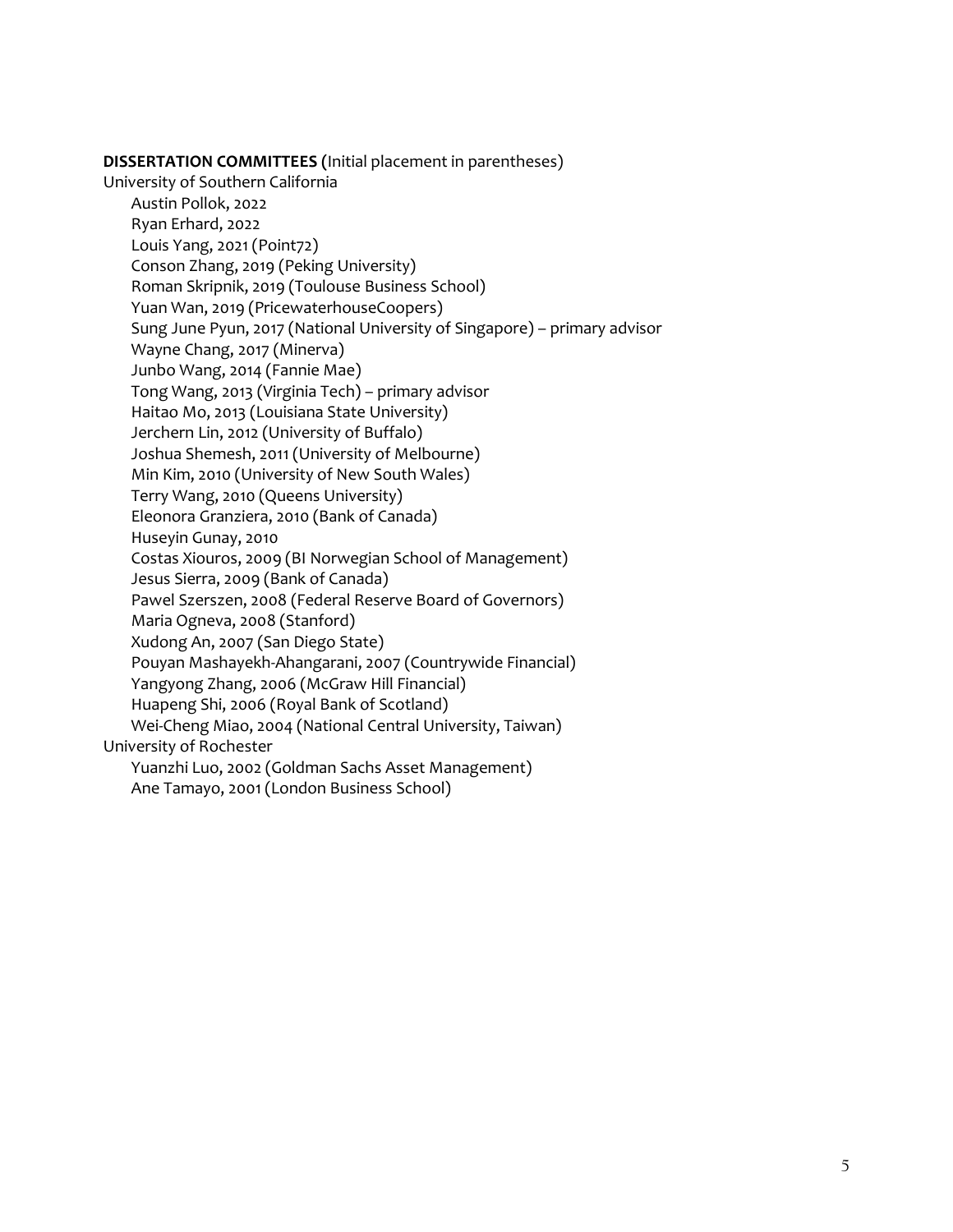**DISSERTATION COMMITTEES** (Initial placement in parentheses)

University of Southern California

- Austin Pollok, 2022
- Ryan Erhard, 2022
- Louis Yang, 2021 (Point72)
- Conson Zhang, 2019 (Peking University)
- Roman Skripnik, 2019 (Toulouse Business School)
- Yuan Wan, 2019 (PricewaterhouseCoopers)
- Sung June Pyun, 2017 (National University of Singapore) – primary advisor
- Wayne Chang, 2017 (Minerva)
- Junbo Wang, 2014 (Fannie Mae)
- Tong Wang, 2013 (Virginia Tech) – primary advisor
- Haitao Mo, 2013 (Louisiana State University)
- Jerchern Lin, 2012 (University of Buffalo)
- Joshua Shemesh, 2011 (University of Melbourne)
- Min Kim, 2010 (University of New South Wales)
- Terry Wang, 2010 (Queens University)
- Eleonora Granziera, 2010 (Bank of Canada)
- Huseyin Gunay, 2010
- Costas Xiouros, 2009 (BI Norwegian School of Management)
- Jesus Sierra, 2009 (Bank of Canada)
- Pawel Szerszen, 2008 (Federal Reserve Board of Governors)
- Maria Ogneva, 2008 (Stanford)
- Xudong An, 2007 (San Diego State)
- Pouyan Mashayekh-Ahangarani, 2007 (Countrywide Financial)
- Yangyong Zhang, 2006 (McGraw Hill Financial)
- Huapeng Shi, 2006 (Royal Bank of Scotland)
- Wei-Cheng Miao, 2004 (National Central University, Taiwan)

University of Rochester

- Yuanzhi Luo, 2002 (Goldman Sachs Asset Management)
- Ane Tamayo, 2001 (London Business School)